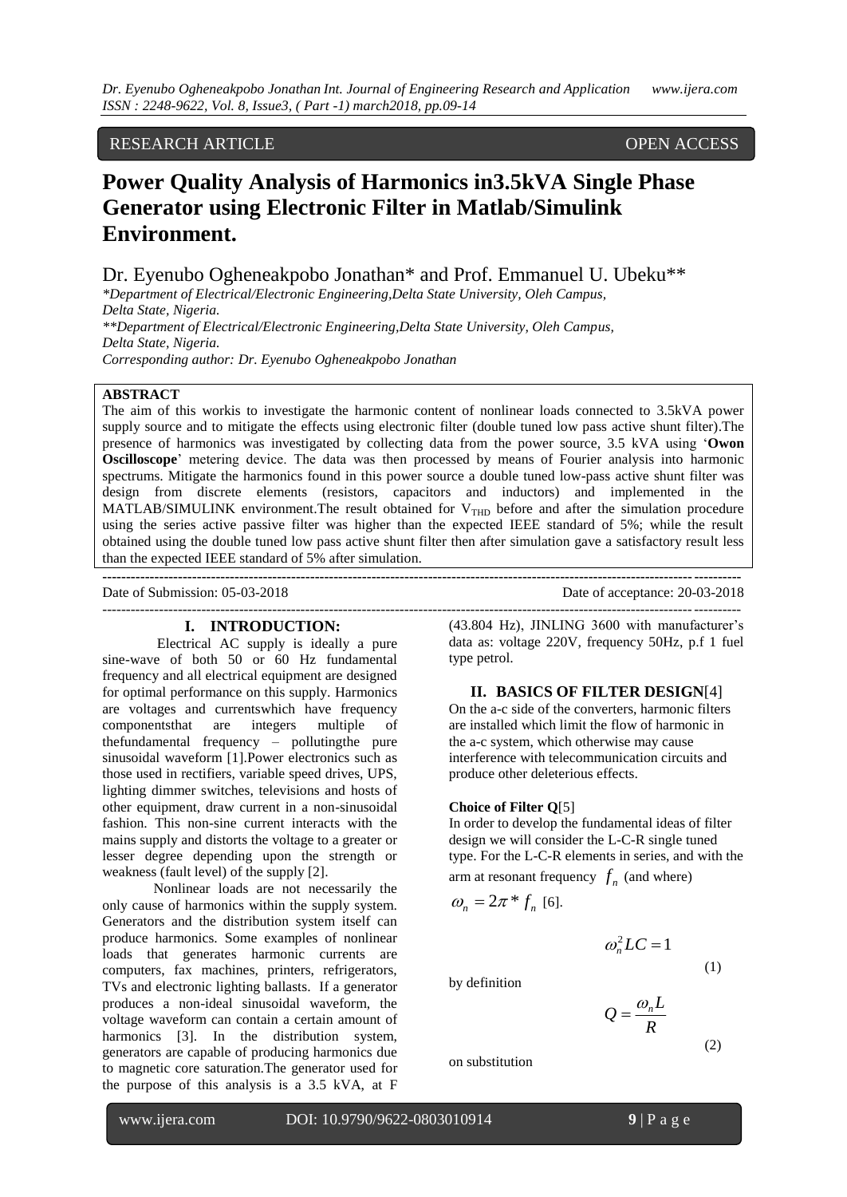RESEARCH ARTICLE OPEN ACCESS

# Power Quality Analysis of Harmonics in3.5kVA Single Phase Generator using Electronic Filter in Matlab/Simulink Environment.

Dr. Eyenubo Ogheneakpobo Jonathan* and Prof. Emmanuel U. Ubeku**

*\*Department of Electrical/Electronic Engineering,Delta State University, Oleh Campus, Delta State, Nigeria.*
*\*\*Department of Electrical/Electronic Engineering,Delta State University, Oleh Campus, Delta State, Nigeria.*
*Corresponding author: Dr. Eyenubo Ogheneakpobo Jonathan*

**ABSTRACT**

The aim of this workis to investigate the harmonic content of nonlinear loads connected to 3.5kVA power supply source and to mitigate the effects using electronic filter (double tuned low pass active shunt filter).The presence of harmonics was investigated by collecting data from the power source, 3.5 kVA using '**Owon Oscilloscope**' metering device. The data was then processed by means of Fourier analysis into harmonic spectrums. Mitigate the harmonics found in this power source a double tuned low-pass active shunt filter was design from discrete elements (resistors, capacitors and inductors) and implemented in the MATLAB/SIMULINK environment.The result obtained for $V_{THD}$ before and after the simulation procedure using the series active passive filter was higher than the expected IEEE standard of 5%; while the result obtained using the double tuned low pass active shunt filter then after simulation gave a satisfactory result less than the expected IEEE standard of 5% after simulation.

---

Date of Submission: 05-03-2018 Date of acceptance: 20-03-2018

---

## I. INTRODUCTION:

Electrical AC supply is ideally a pure sine-wave of both 50 or 60 Hz fundamental frequency and all electrical equipment are designed for optimal performance on this supply. Harmonics are voltages and currentswhich have frequency componentsthat are integers multiple of thefundamental frequency – pollutingthe pure sinusoidal waveform [1].Power electronics such as those used in rectifiers, variable speed drives, UPS, lighting dimmer switches, televisions and hosts of other equipment, draw current in a non-sinusoidal fashion. This non-sine current interacts with the mains supply and distorts the voltage to a greater or lesser degree depending upon the strength or weakness (fault level) of the supply [2].

Nonlinear loads are not necessarily the only cause of harmonics within the supply system. Generators and the distribution system itself can produce harmonics. Some examples of nonlinear loads that generates harmonic currents are computers, fax machines, printers, refrigerators, TVs and electronic lighting ballasts. If a generator produces a non-ideal sinusoidal waveform, the voltage waveform can contain a certain amount of harmonics [3]. In the distribution system, generators are capable of producing harmonics due to magnetic core saturation.The generator used for the purpose of this analysis is a 3.5 kVA, at F (43.804 Hz), JINLING 3600 with manufacturer's data as: voltage 220V, frequency 50Hz, p.f 1 fuel type petrol.

## II. BASICS OF FILTER DESIGN[4]

On the a-c side of the converters, harmonic filters are installed which limit the flow of harmonic in the a-c system, which otherwise may cause interference with telecommunication circuits and produce other deleterious effects.

**Choice of Filter Q**[5]

In order to develop the fundamental ideas of filter design we will consider the L-C-R single tuned type. For the L-C-R elements in series, and with the arm at resonant frequency $f_n$ (and where) $\omega_n = 2\pi * f_n$ [6].

$$\omega_n^2 LC = 1 \tag{1}$$

by definition

$$Q = \frac{\omega_n L}{R} \tag{2}$$

on substitution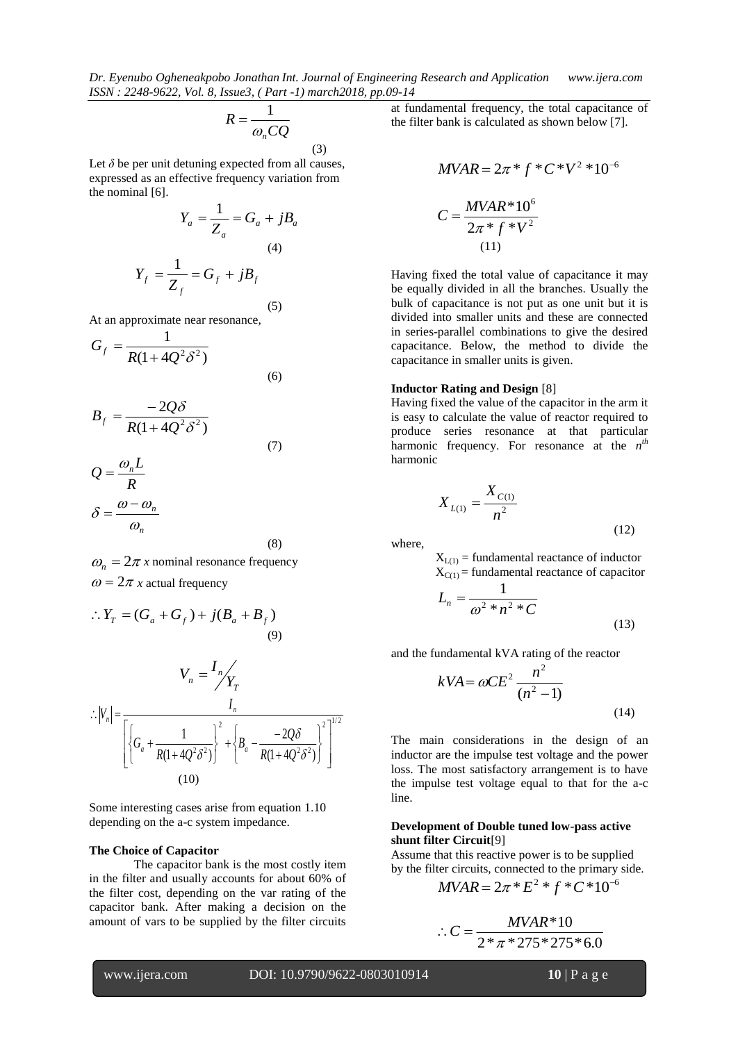$$R = \frac{1}{\omega_n CQ} \tag{3}$$

Let $\delta$ be per unit detuning expected from all causes, expressed as an effective frequency variation from the nominal [6].

$$Y_a = \frac{1}{Z_a} = G_a + jB_a \tag{4}$$

$$Y_f = \frac{1}{Z_f} = G_f + jB_f \tag{5}$$

At an approximate near resonance,

$$G_f = \frac{1}{R(1 + 4Q^2\delta^2)} \tag{6}$$

$$B_f = \frac{-2Q\delta}{R(1 + 4Q^2\delta^2)} \tag{7}$$

$$Q = \frac{\omega_n L}{R}$$

$$\delta = \frac{\omega - \omega_n}{\omega_n} \tag{8}$$

$\omega_n = 2\pi$ *x* nominal resonance frequency

$\omega = 2\pi$ *x* actual frequency

$$\therefore Y_T = (G_a + G_f) + j(B_a + B_f) \tag{9}$$

$$V_n = I_n / Y_T$$

$$\therefore |V_n| = \frac{I_n}{\left[\left\{G_a + \frac{1}{R(1+4Q^2\delta^2)}\right\}^2 + \left\{B_a - \frac{-2Q\delta}{R(1+4Q^2\delta^2)}\right\}^2\right]^{1/2}} \tag{10}$$

Some interesting cases arise from equation 1.10 depending on the a-c system impedance.

**The Choice of Capacitor**

The capacitor bank is the most costly item in the filter and usually accounts for about 60% of the filter cost, depending on the var rating of the capacitor bank. After making a decision on the amount of vars to be supplied by the filter circuits at fundamental frequency, the total capacitance of the filter bank is calculated as shown below [7].

$$MVAR = 2\pi * f * C * V^2 * 10^{-6}$$

$$C = \frac{MVAR * 10^6}{2\pi * f * V^2} \tag{11}$$

Having fixed the total value of capacitance it may be equally divided in all the branches. Usually the bulk of capacitance is not put as one unit but it is divided into smaller units and these are connected in series-parallel combinations to give the desired capacitance. Below, the method to divide the capacitance in smaller units is given.

**Inductor Rating and Design** [8]

Having fixed the value of the capacitor in the arm it is easy to calculate the value of reactor required to produce series resonance at that particular harmonic frequency. For resonance at the $n^{th}$ harmonic

$$X_{L(1)} = \frac{X_{C(1)}}{n^2} \tag{12}$$

where,

$X_{L(1)}$ = fundamental reactance of inductor
$X_{C(1)}$ = fundamental reactance of capacitor

$$L_n = \frac{1}{\omega^2 * n^2 * C} \tag{13}$$

and the fundamental kVA rating of the reactor

$$kVA = \omega CE^2 \frac{n^2}{(n^2 - 1)} \tag{14}$$

The main considerations in the design of an inductor are the impulse test voltage and the power loss. The most satisfactory arrangement is to have the impulse test voltage equal to that for the a-c line.

**Development of Double tuned low-pass active shunt filter Circuit**[9]

Assume that this reactive power is to be supplied by the filter circuits, connected to the primary side.

$$MVAR = 2\pi * E^2 * f * C * 10^{-6}$$

$$\therefore C = \frac{MVAR * 10}{2 * \pi * 275 * 275 * 6.0}$$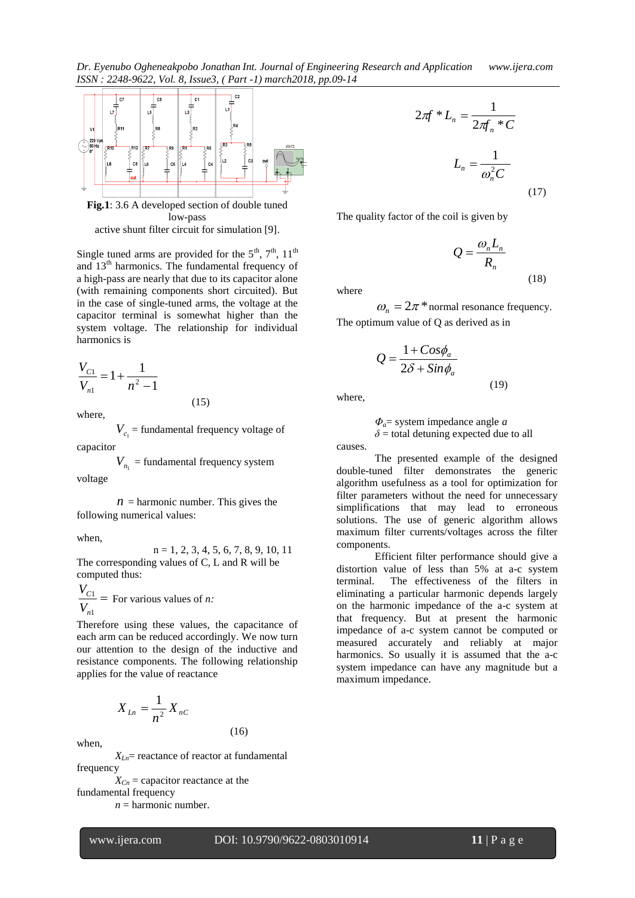**Fig.1**: 3.6 A developed section of double tuned low-pass active shunt filter circuit for simulation [9].

Single tuned arms are provided for the 5th, 7th, 11th and 13th harmonics. The fundamental frequency of a high-pass are nearly that due to its capacitor alone (with remaining components short circuited). But in the case of single-tuned arms, the voltage at the capacitor terminal is somewhat higher than the system voltage. The relationship for individual harmonics is

$$\frac{V_{C1}}{V_{n1}} = 1 + \frac{1}{n^2 - 1} \tag{15}$$

where,

$V_{c_1}$ = fundamental frequency voltage of capacitor

$V_{n_1}$ = fundamental frequency system voltage

$n$ = harmonic number. This gives the following numerical values:

when,

n = 1, 2, 3, 4, 5, 6, 7, 8, 9, 10, 11

The corresponding values of C, L and R will be computed thus:

$\frac{V_{C1}}{V_{n1}} =$ For various values of *n:*

Therefore using these values, the capacitance of each arm can be reduced accordingly. We now turn our attention to the design of the inductive and resistance components. The following relationship applies for the value of reactance

$$X_{Ln} = \frac{1}{n^2} X_{nC} \tag{16}$$

when,

$X_{Ln}$= reactance of reactor at fundamental frequency

$X_{Cn}$ = capacitor reactance at the fundamental frequency

$n$ = harmonic number.

$$2\pi f * L_n = \frac{1}{2\pi f_n * C}$$

$$L_n = \frac{1}{\omega_n^2 C} \tag{17}$$

The quality factor of the coil is given by

$$Q = \frac{\omega_n L_n}{R_n} \tag{18}$$

where

$\omega_n = 2\pi *$ normal resonance frequency.

The optimum value of Q as derived as in

$$Q = \frac{1 + Cos\phi_a}{2\delta + Sin\phi_a} \tag{19}$$

where,

$\Phi_a$= system impedance angle *a*

$\delta$ = total detuning expected due to all causes.

The presented example of the designed double-tuned filter demonstrates the generic algorithm usefulness as a tool for optimization for filter parameters without the need for unnecessary simplifications that may lead to erroneous solutions. The use of generic algorithm allows maximum filter currents/voltages across the filter components.

Efficient filter performance should give a distortion value of less than 5% at a-c system terminal. The effectiveness of the filters in eliminating a particular harmonic depends largely on the harmonic impedance of the a-c system at that frequency. But at present the harmonic impedance of a-c system cannot be computed or measured accurately and reliably at major harmonics. So usually it is assumed that the a-c system impedance can have any magnitude but a maximum impedance.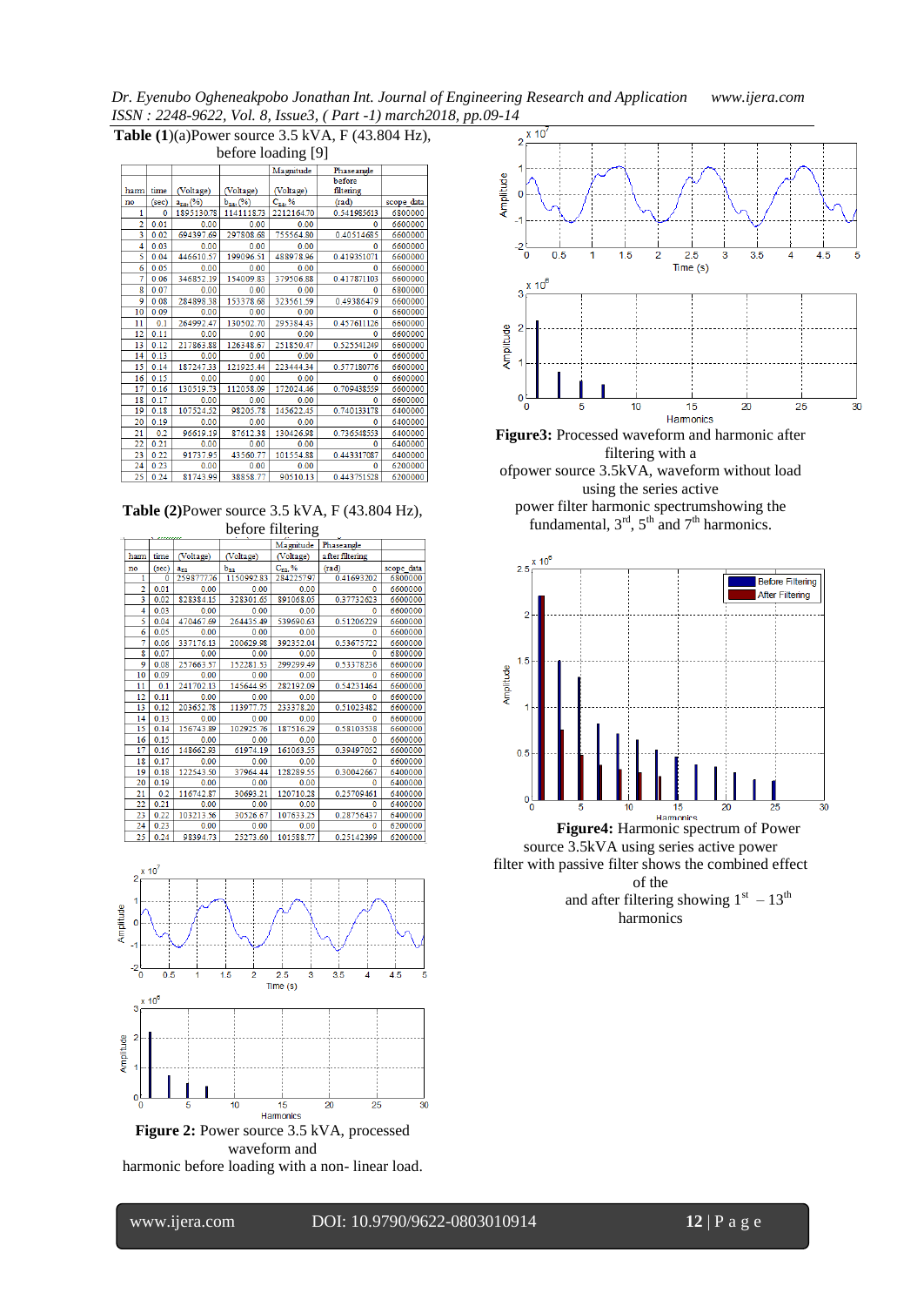**Table (1)**(a)Power source 3.5 kVA, F (43.804 Hz), before loading [9]

| harm no | time (sec) | (Voltage) $a_{nn}$ (%) | (Voltage) $b_{nn}$ (%) | Magnitude (Voltage) $C_{nn}$ % | Phaseangle before filtering (rad) | scope_data |
|---|---|---|---|---|---|---|
| 1 | 0 | 1895130.78 | 1141118.73 | 2212164.70 | 0.541985613 | 6800000 |
| 2 | 0.01 | 0.00 | 0.00 | 0.00 | 0 | 6600000 |
| 3 | 0.02 | 694397.69 | 297808.68 | 755564.80 | 0.40514685 | 6600000 |
| 4 | 0.03 | 0.00 | 0.00 | 0.00 | 0 | 6600000 |
| 5 | 0.04 | 446610.57 | 199096.51 | 488978.96 | 0.419351071 | 6600000 |
| 6 | 0.05 | 0.00 | 0.00 | 0.00 | 0 | 6600000 |
| 7 | 0.06 | 346852.19 | 154009.83 | 379506.88 | 0.417871103 | 6600000 |
| 8 | 0.07 | 0.00 | 0.00 | 0.00 | 0 | 6800000 |
| 9 | 0.08 | 284898.38 | 153378.68 | 323561.59 | 0.49386479 | 6600000 |
| 10 | 0.09 | 0.00 | 0.00 | 0.00 | 0 | 6600000 |
| 11 | 0.1 | 264992.47 | 130502.70 | 295384.43 | 0.457611126 | 6600000 |
| 12 | 0.11 | 0.00 | 0.00 | 0.00 | 0 | 6600000 |
| 13 | 0.12 | 217863.88 | 126348.67 | 251850.47 | 0.525541249 | 6600000 |
| 14 | 0.13 | 0.00 | 0.00 | 0.00 | 0 | 6800000 |
| 15 | 0.14 | 187247.33 | 121925.44 | 223444.34 | 0.577180776 | 6600000 |
| 16 | 0.15 | 0.00 | 0.00 | 0.00 | 0 | 6600000 |
| 17 | 0.16 | 130519.73 | 112058.09 | 172024.46 | 0.709438359 | 6600000 |
| 18 | 0.17 | 0.00 | 0.00 | 0.00 | 0 | 6600000 |
| 19 | 0.18 | 107524.52 | 98205.78 | 145622.45 | 0.740133178 | 6400000 |
| 20 | 0.19 | 0.00 | 0.00 | 0.00 | 0 | 6400000 |
| 21 | 0.2 | 96619.19 | 87612.38 | 130426.98 | 0.736548553 | 6400000 |
| 22 | 0.21 | 0.00 | 0.00 | 0.00 | 0 | 6400000 |
| 23 | 0.22 | 91737.95 | 43560.77 | 101554.88 | 0.443317087 | 6400000 |
| 24 | 0.23 | 0.00 | 0.00 | 0.00 | 0 | 6200000 |
| 25 | 0.24 | 81743.99 | 38858.77 | 90510.13 | 0.443751528 | 6200000 |

**Table (2)**Power source 3.5 kVA, F (43.804 Hz), before filtering

| harm no | time (sec) | (Voltage) $a_{nn}$ | (Voltage) $b_{nn}$ | Magnitude (Voltage) $C_{nn}$ % | Phaseangle after filtering (rad) | scope_data |
|---|---|---|---|---|---|---|
| 1 | 0 | 2598777.76 | 1150992.83 | 2842257.97 | 0.41693202 | 6800000 |
| 2 | 0.01 | 0.00 | 0.00 | 0.00 | 0 | 6600000 |
| 3 | 0.02 | 828384.15 | 528301.65 | 891068.05 | 0.37732623 | 6600000 |
| 4 | 0.03 | 0.00 | 0.00 | 0.00 | 0 | 6600000 |
| 5 | 0.04 | 470467.69 | 264435.49 | 539690.63 | 0.5120629 | 6600000 |
| 6 | 0.05 | 0.00 | 0.00 | 0.00 | 0 | 6600000 |
| 7 | 0.06 | 337176.13 | 200629.98 | 392352.04 | 0.53675722 | 6600000 |
| 8 | 0.07 | 0.00 | 0.00 | 0.00 | 0 | 6800000 |
| 9 | 0.08 | 257663.57 | 152281.53 | 299299.49 | 0.53378236 | 6600000 |
| 10 | 0.09 | 0.00 | 0.00 | 0.00 | 0 | 6600000 |
| 11 | 0.1 | 241702.13 | 145644.95 | 282192.09 | 0.54231464 | 6600000 |
| 12 | 0.11 | 0.00 | 0.00 | 0.00 | 0 | 6600000 |
| 13 | 0.12 | 203652.78 | 113977.75 | 233378.20 | 0.51023482 | 6600000 |
| 14 | 0.13 | 0.00 | 0.00 | 0.00 | 0 | 6800000 |
| 15 | 0.14 | 156743.89 | 102925.76 | 187516.29 | 0.58103538 | 6600000 |
| 16 | 0.15 | 0.00 | 0.00 | 0.00 | 0 | 6600000 |
| 17 | 0.16 | 148662.93 | 61974.19 | 161063.55 | 0.39497052 | 6600000 |
| 18 | 0.17 | 0.00 | 0.00 | 0.00 | 0 | 6600000 |
| 19 | 0.18 | 122543.50 | 37964.44 | 128289.55 | 0.30042667 | 6400000 |
| 20 | 0.19 | 0.00 | 0.00 | 0.00 | 0 | 6400000 |
| 21 | 0.2 | 116742.87 | 30693.21 | 120710.28 | 0.25709461 | 6400000 |
| 22 | 0.21 | 0.00 | 0.00 | 0.00 | 0 | 6400000 |
| 23 | 0.22 | 103213.56 | 30526.67 | 107633.25 | 0.28756457 | 6400000 |
| 24 | 0.23 | 0.00 | 0.00 | 0.00 | 0 | 6200000 |
| 25 | 0.24 | 98394.73 | 25273.60 | 101588.77 | 0.25142399 | 6200000 |

**Figure 2:** Power source 3.5 kVA, processed waveform and harmonic before loading with a non- linear load.

**Figure3:** Processed waveform and harmonic after filtering with a ofpower source 3.5kVA, waveform without load using the series active power filter harmonic spectrumshowing the fundamental, 3rd, 5th and 7th harmonics.

**Figure4:** Harmonic spectrum of Power source 3.5kVA using series active power filter with passive filter shows the combined effect of the and after filtering showing 1st – 13th harmonics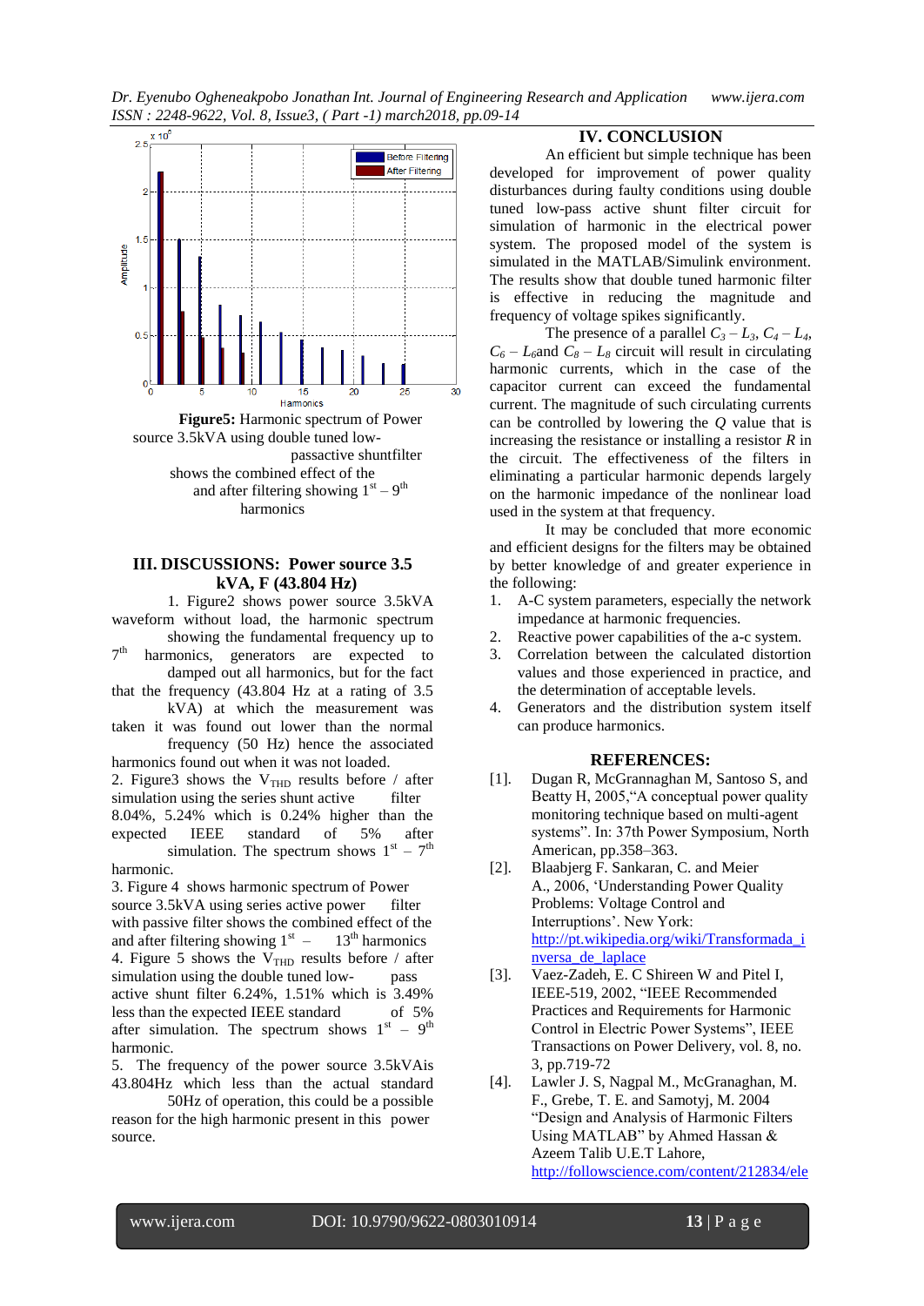**Figure5:** Harmonic spectrum of Power source 3.5kVA using double tuned low-passacive shuntfilter shows the combined effect of the and after filtering showing $1^{st} – 9^{th}$ harmonics

## III. DISCUSSIONS: Power source 3.5 kVA, F (43.804 Hz)

1. Figure2 shows power source 3.5kVA waveform without load, the harmonic spectrum showing the fundamental frequency up to $7^{th}$ harmonics, generators are expected to damped out all harmonics, but for the fact that the frequency (43.804 Hz at a rating of 3.5 kVA) at which the measurement was taken it was found out lower than the normal frequency (50 Hz) hence the associated harmonics found out when it was not loaded.
2. Figure3 shows the $V_{THD}$ results before / after simulation using the series shunt active filter 8.04%, 5.24% which is 0.24% higher than the expected IEEE standard of 5% after simulation. The spectrum shows $1^{st} – 7^{th}$ harmonic.
3. Figure 4 shows harmonic spectrum of Power source 3.5kVA using series active power filter with passive filter shows the combined effect of the and after filtering showing $1^{st} – 13^{th}$ harmonics
4. Figure 5 shows the $V_{THD}$ results before / after simulation using the double tuned low-pass active shunt filter 6.24%, 1.51% which is 3.49% less than the expected IEEE standard of 5% after simulation. The spectrum shows $1^{st} – 9^{th}$ harmonic.
5. The frequency of the power source 3.5kVAis 43.804Hz which less than the actual standard 50Hz of operation, this could be a possible reason for the high harmonic present in this power source.

## IV. CONCLUSION

An efficient but simple technique has been developed for improvement of power quality disturbances during faulty conditions using double tuned low-pass active shunt filter circuit for simulation of harmonic in the electrical power system. The proposed model of the system is simulated in the MATLAB/Simulink environment. The results show that double tuned harmonic filter is effective in reducing the magnitude and frequency of voltage spikes significantly.

The presence of a parallel $C_3 – L_3$, $C_4 – L_4$, $C_6 – L_6$and $C_8 – L_8$ circuit will result in circulating harmonic currents, which in the case of the capacitor current can exceed the fundamental current. The magnitude of such circulating currents can be controlled by lowering the *Q* value that is increasing the resistance or installing a resistor *R* in the circuit. The effectiveness of the filters in eliminating a particular harmonic depends largely on the harmonic impedance of the nonlinear load used in the system at that frequency.

It may be concluded that more economic and efficient designs for the filters may be obtained by better knowledge of and greater experience in the following:

1. A-C system parameters, especially the network impedance at harmonic frequencies.
2. Reactive power capabilities of the a-c system.
3. Correlation between the calculated distortion values and those experienced in practice, and the determination of acceptable levels.
4. Generators and the distribution system itself can produce harmonics.

## REFERENCES:

[1]. Dugan R, McGrannaghan M, Santoso S, and Beatty H, 2005,"A conceptual power quality monitoring technique based on multi-agent systems". In: 37th Power Symposium, North American, pp.358–363.

[2]. Blaabjerg F. Sankaran, C. and Meier A., 2006, 'Understanding Power Quality Problems: Voltage Control and Interruptions'. New York: http://pt.wikipedia.org/wiki/Transformada_inversa_de_laplace

[3]. Vaez-Zadeh, E. C Shireen W and Pitel I, IEEE-519, 2002, "IEEE Recommended Practices and Requirements for Harmonic Control in Electric Power Systems", IEEE Transactions on Power Delivery, vol. 8, no. 3, pp.719-72

[4]. Lawler J. S, Nagpal M., McGranaghan, M. F., Grebe, T. E. and Samotyj, M. 2004 "Design and Analysis of Harmonic Filters Using MATLAB" by Ahmed Hassan & Azeem Talib U.E.T Lahore, http://followscience.com/content/212834/ele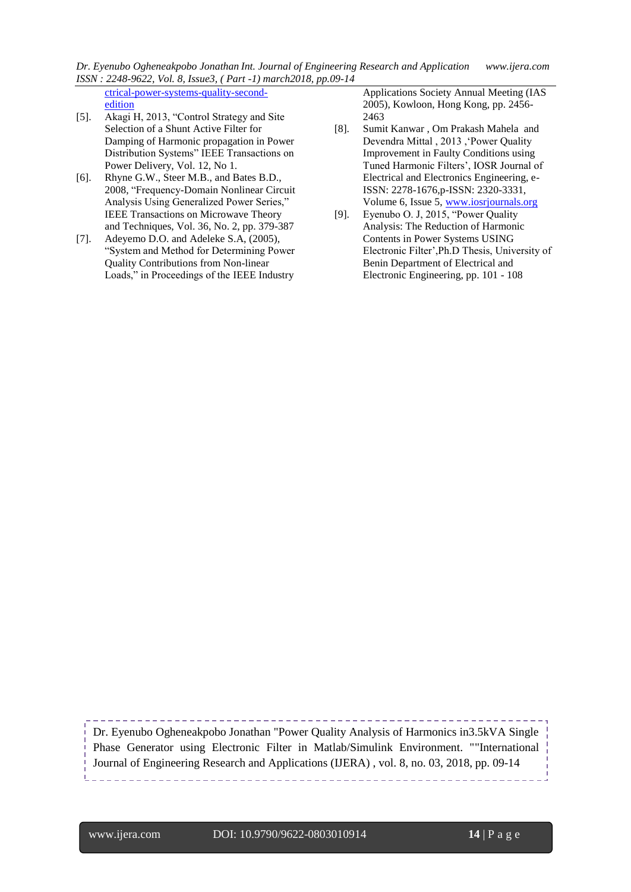ctrical-power-systems-quality-second-edition

[5]. Akagi H, 2013, "Control Strategy and Site Selection of a Shunt Active Filter for Damping of Harmonic propagation in Power Distribution Systems" IEEE Transactions on Power Delivery, Vol. 12, No 1.

[6]. Rhyne G.W., Steer M.B., and Bates B.D., 2008, "Frequency-Domain Nonlinear Circuit Analysis Using Generalized Power Series," IEEE Transactions on Microwave Theory and Techniques, Vol. 36, No. 2, pp. 379-387

[7]. Adeyemo D.O. and Adeleke S.A, (2005), "System and Method for Determining Power Quality Contributions from Non-linear Loads," in Proceedings of the IEEE Industry Applications Society Annual Meeting (IAS 2005), Kowloon, Hong Kong, pp. 2456-2463

[8]. Sumit Kanwar , Om Prakash Mahela and Devendra Mittal , 2013 ,'Power Quality Improvement in Faulty Conditions using Tuned Harmonic Filters', IOSR Journal of Electrical and Electronics Engineering, e-ISSN: 2278-1676,p-ISSN: 2320-3331, Volume 6, Issue 5, www.iosrjournals.org

[9]. Eyenubo O. J, 2015, "Power Quality Analysis: The Reduction of Harmonic Contents in Power Systems USING Electronic Filter',Ph.D Thesis, University of Benin Department of Electrical and Electronic Engineering, pp. 101 - 108

Dr. Eyenubo Ogheneakpobo Jonathan "Power Quality Analysis of Harmonics in3.5kVA Single Phase Generator using Electronic Filter in Matlab/Simulink Environment. ""International Journal of Engineering Research and Applications (IJERA) , vol. 8, no. 03, 2018, pp. 09-14